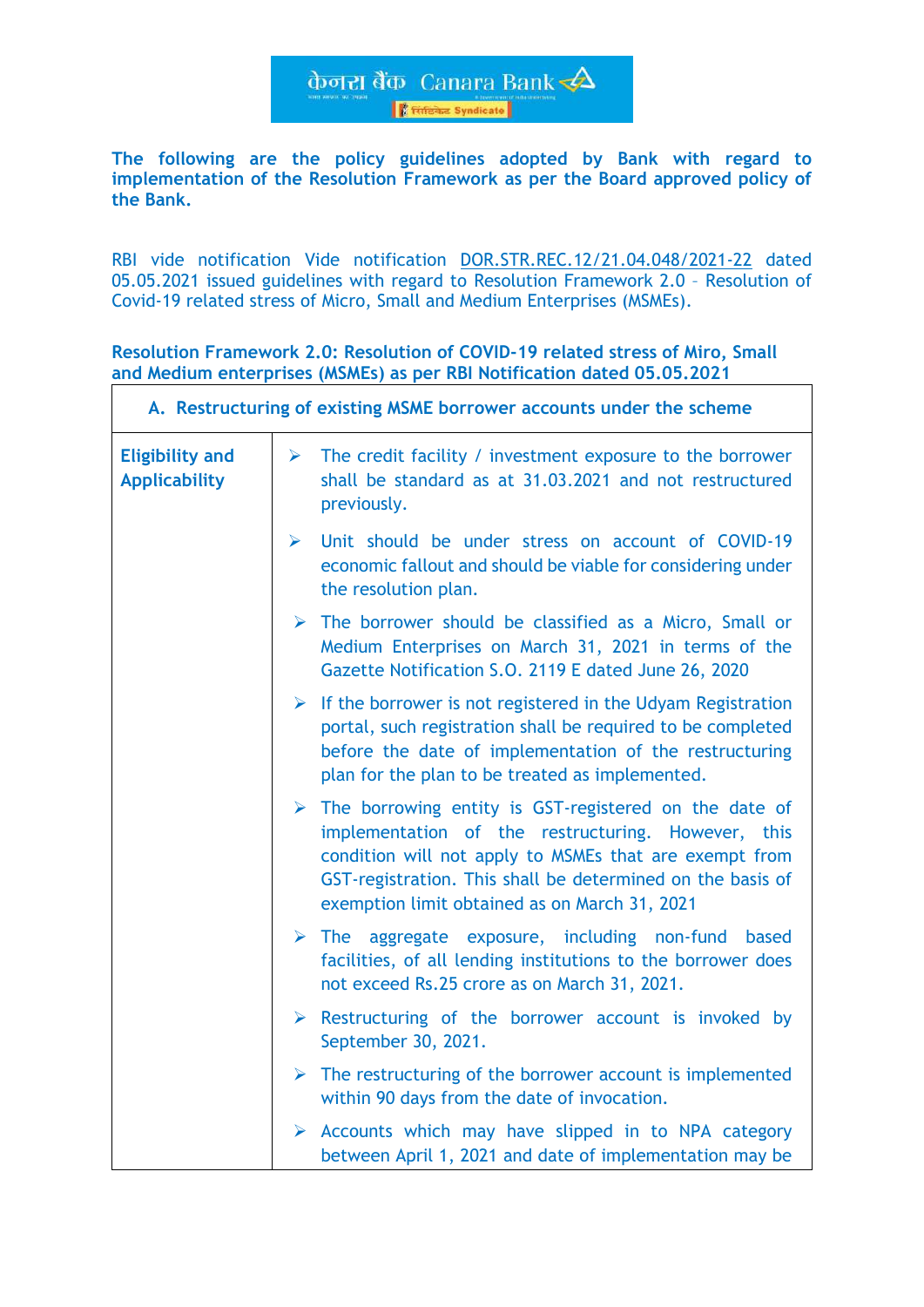**The following are the policy guidelines adopted by Bank with regard to implementation of the Resolution Framework as per the Board approved policy of the Bank.**

RBI vide notification Vide notification DOR.STR.REC.12/21.04.048/2021-22 dated 05.05.2021 issued guidelines with regard to Resolution Framework 2.0 – Resolution of Covid-19 related stress of Micro, Small and Medium Enterprises (MSMEs).

**Resolution Framework 2.0: Resolution of COVID-19 related stress of Miro, Small and Medium enterprises (MSMEs) as per RBI Notification dated 05.05.2021**

| A. Restructuring of existing MSME borrower accounts under the scheme | |
|---|---|
| **Eligibility and Applicability** | ➢ The credit facility / investment exposure to the borrower shall be standard as at 31.03.2021 and not restructured previously.<br><br>➢ Unit should be under stress on account of COVID-19 economic fallout and should be viable for considering under the resolution plan.<br><br>➢ The borrower should be classified as a Micro, Small or Medium Enterprises on March 31, 2021 in terms of the Gazette Notification S.O. 2119 E dated June 26, 2020<br><br>➢ If the borrower is not registered in the Udyam Registration portal, such registration shall be required to be completed before the date of implementation of the restructuring plan for the plan to be treated as implemented.<br><br>➢ The borrowing entity is GST-registered on the date of implementation of the restructuring. However, this condition will not apply to MSMEs that are exempt from GST-registration. This shall be determined on the basis of exemption limit obtained as on March 31, 2021<br><br>➢ The aggregate exposure, including non-fund based facilities, of all lending institutions to the borrower does not exceed Rs.25 crore as on March 31, 2021.<br><br>➢ Restructuring of the borrower account is invoked by September 30, 2021.<br><br>➢ The restructuring of the borrower account is implemented within 90 days from the date of invocation.<br><br>➢ Accounts which may have slipped in to NPA category between April 1, 2021 and date of implementation may be |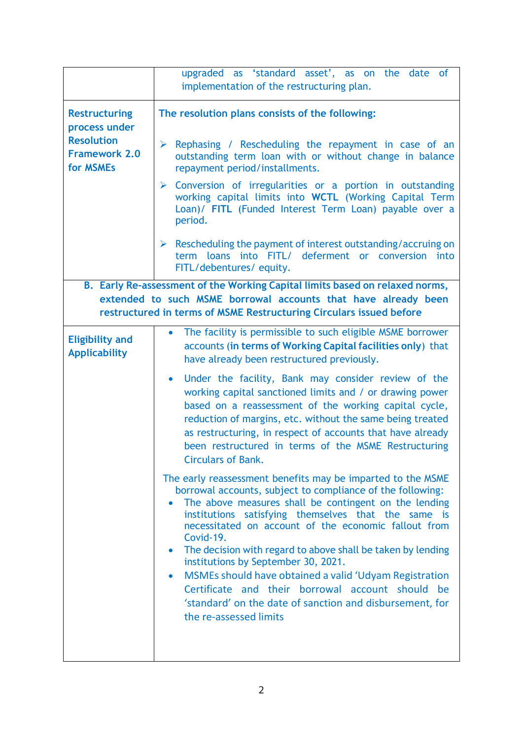| | |
|---|---|
| | upgraded as 'standard asset', as on the date of implementation of the restructuring plan. |
| **Restructuring process under Resolution Framework 2.0 for MSMEs** | **The resolution plans consists of the following:**<br><br>➢ Rephasing / Rescheduling the repayment in case of an outstanding term loan with or without change in balance repayment period/installments.<br><br>➢ Conversion of irregularities or a portion in outstanding working capital limits into **WCTL** (Working Capital Term Loan)/ **FITL** (Funded Interest Term Loan) payable over a period.<br><br>➢ Rescheduling the payment of interest outstanding/accruing on term loans into FITL/ deferment or conversion into FITL/debentures/ equity. |
| **B. Early Re-assessment of the Working Capital limits based on relaxed norms, extended to such MSME borrowal accounts that have already been restructured in terms of MSME Restructuring Circulars issued before** | |
| **Eligibility and Applicability** | • The facility is permissible to such eligible MSME borrower accounts (**in terms of Working Capital facilities only**) that have already been restructured previously.<br><br>• Under the facility, Bank may consider review of the working capital sanctioned limits and / or drawing power based on a reassessment of the working capital cycle, reduction of margins, etc. without the same being treated as restructuring, in respect of accounts that have already been restructured in terms of the MSME Restructuring Circulars of Bank.<br><br>The early reassessment benefits may be imparted to the MSME borrowal accounts, subject to compliance of the following:<br>• The above measures shall be contingent on the lending institutions satisfying themselves that the same is necessitated on account of the economic fallout from Covid-19.<br>• The decision with regard to above shall be taken by lending institutions by September 30, 2021.<br>• MSMEs should have obtained a valid 'Udyam Registration Certificate and their borrowal account should be 'standard' on the date of sanction and disbursement, for the re-assessed limits |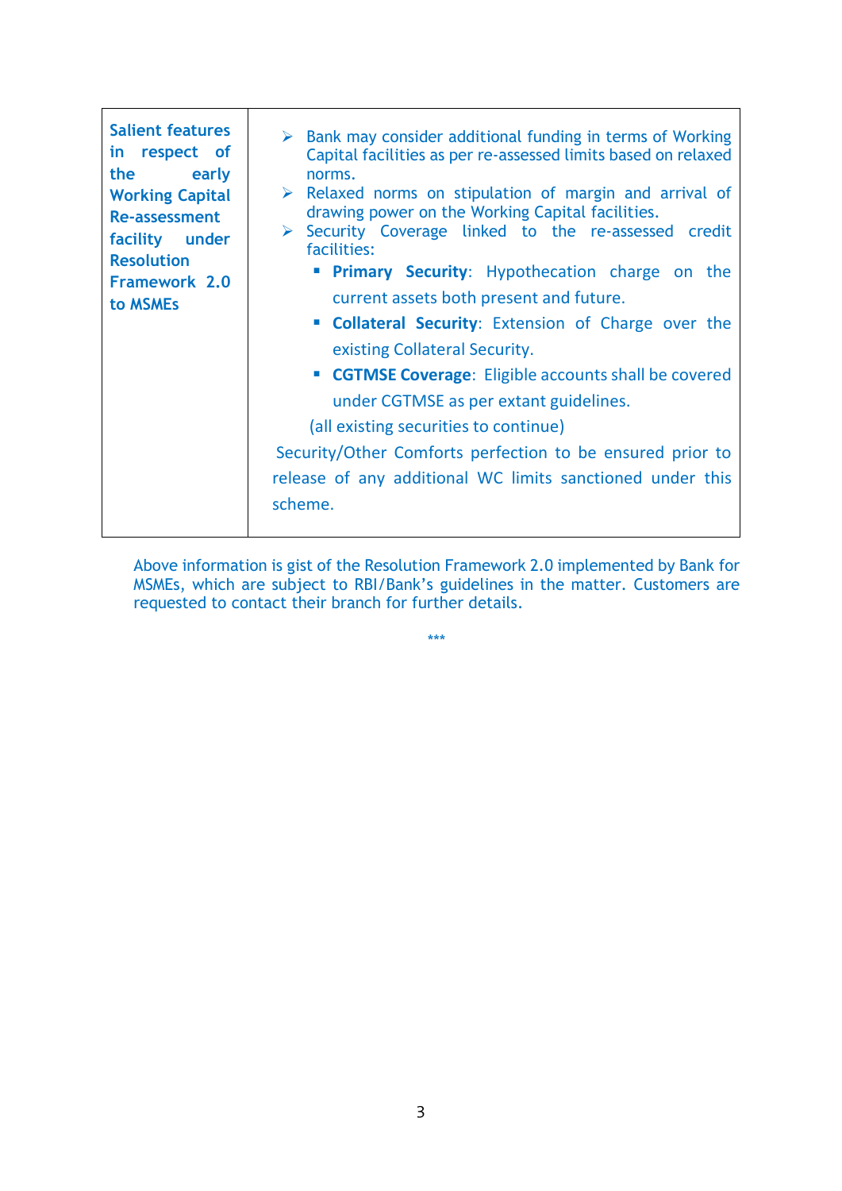| | |
|---|---|
| **Salient features in respect of the early Working Capital Re-assessment facility under Resolution Framework 2.0 to MSMEs** | ➢ Bank may consider additional funding in terms of Working Capital facilities as per re-assessed limits based on relaxed norms.<br>➢ Relaxed norms on stipulation of margin and arrival of drawing power on the Working Capital facilities.<br>➢ Security Coverage linked to the re-assessed credit facilities:<br>▪ **Primary Security**: Hypothecation charge on the current assets both present and future.<br>▪ **Collateral Security**: Extension of Charge over the existing Collateral Security.<br>▪ **CGTMSE Coverage**: Eligible accounts shall be covered under CGTMSE as per extant guidelines.<br>(all existing securities to continue)<br>Security/Other Comforts perfection to be ensured prior to release of any additional WC limits sanctioned under this scheme. |

Above information is gist of the Resolution Framework 2.0 implemented by Bank for MSMEs, which are subject to RBI/Bank's guidelines in the matter. Customers are requested to contact their branch for further details.

***